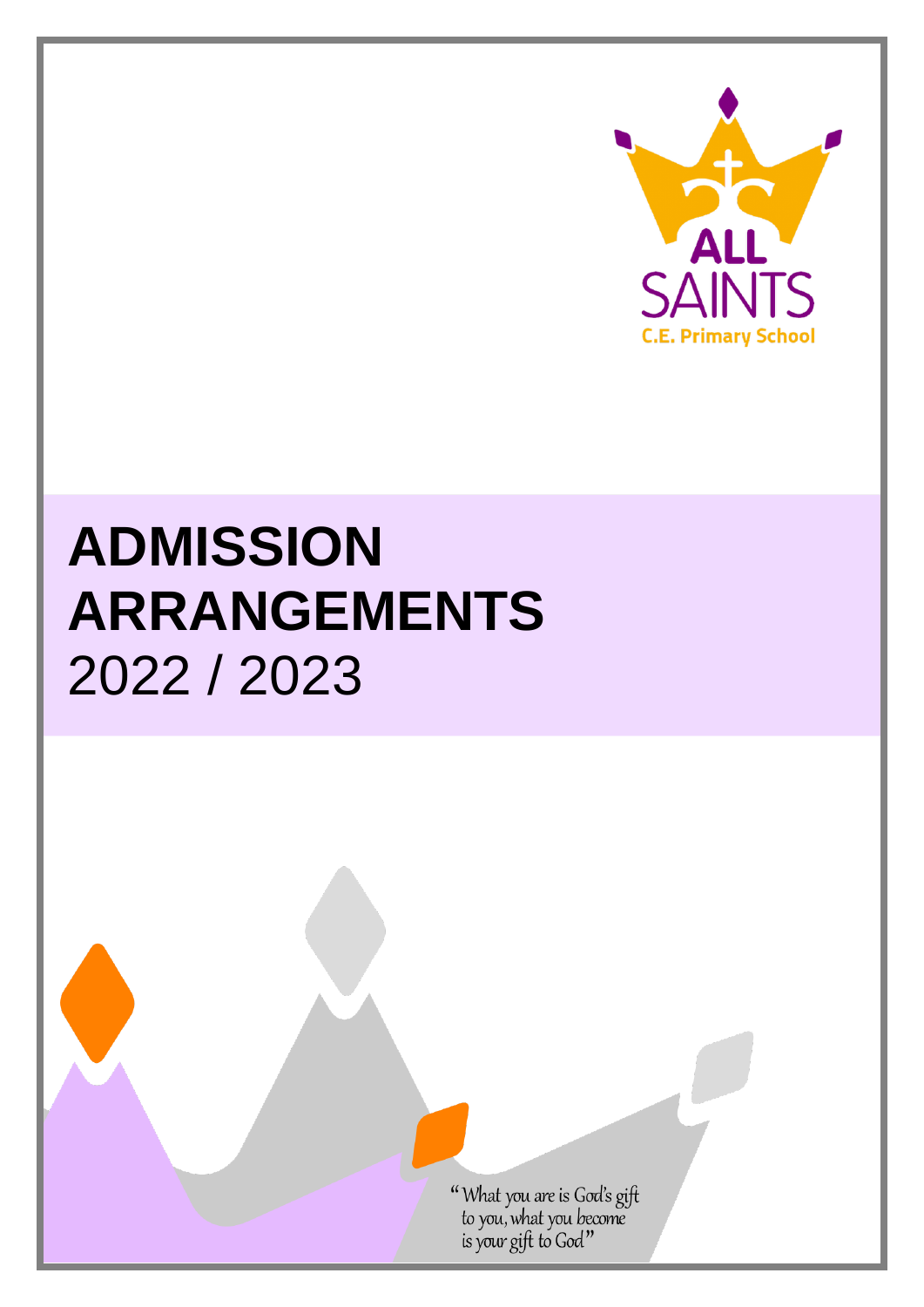ALL SAINTS

C.E. Primary School

# ADMISSION ARRANGEMENTS

2022 / 2023

"What you are is God's gift to you, what you become is your gift to God"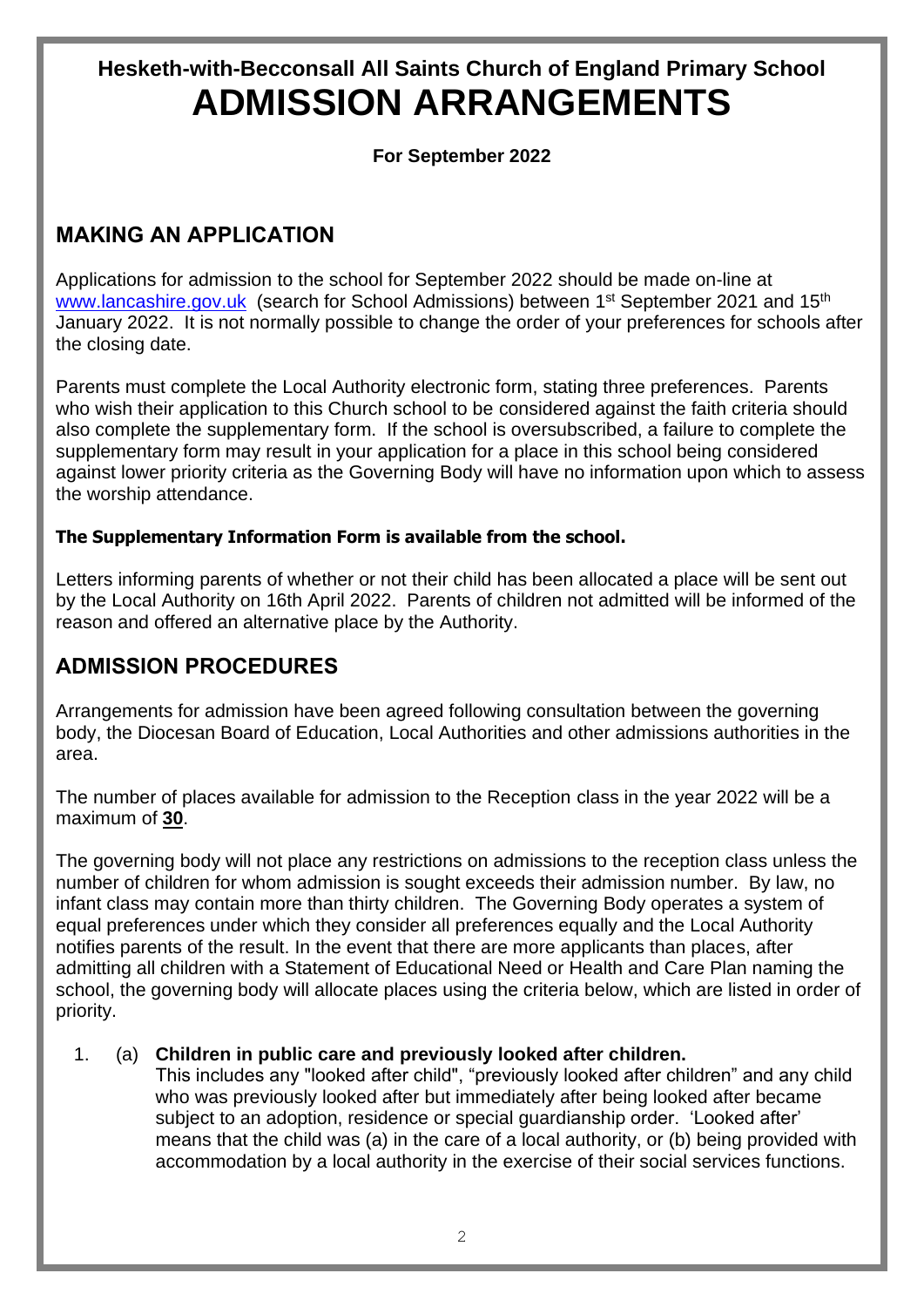# Hesketh-with-Becconsall All Saints Church of England Primary School
# ADMISSION ARRANGEMENTS

**For September 2022**

## MAKING AN APPLICATION

Applications for admission to the school for September 2022 should be made on-line at www.lancashire.gov.uk (search for School Admissions) between 1st September 2021 and 15th January 2022. It is not normally possible to change the order of your preferences for schools after the closing date.

Parents must complete the Local Authority electronic form, stating three preferences. Parents who wish their application to this Church school to be considered against the faith criteria should also complete the supplementary form. If the school is oversubscribed, a failure to complete the supplementary form may result in your application for a place in this school being considered against lower priority criteria as the Governing Body will have no information upon which to assess the worship attendance.

**The Supplementary Information Form is available from the school.**

Letters informing parents of whether or not their child has been allocated a place will be sent out by the Local Authority on 16th April 2022. Parents of children not admitted will be informed of the reason and offered an alternative place by the Authority.

## ADMISSION PROCEDURES

Arrangements for admission have been agreed following consultation between the governing body, the Diocesan Board of Education, Local Authorities and other admissions authorities in the area.

The number of places available for admission to the Reception class in the year 2022 will be a maximum of **30**.

The governing body will not place any restrictions on admissions to the reception class unless the number of children for whom admission is sought exceeds their admission number. By law, no infant class may contain more than thirty children. The Governing Body operates a system of equal preferences under which they consider all preferences equally and the Local Authority notifies parents of the result. In the event that there are more applicants than places, after admitting all children with a Statement of Educational Need or Health and Care Plan naming the school, the governing body will allocate places using the criteria below, which are listed in order of priority.

1. (a) **Children in public care and previously looked after children.**
   This includes any "looked after child", "previously looked after children" and any child who was previously looked after but immediately after being looked after became subject to an adoption, residence or special guardianship order. 'Looked after' means that the child was (a) in the care of a local authority, or (b) being provided with accommodation by a local authority in the exercise of their social services functions.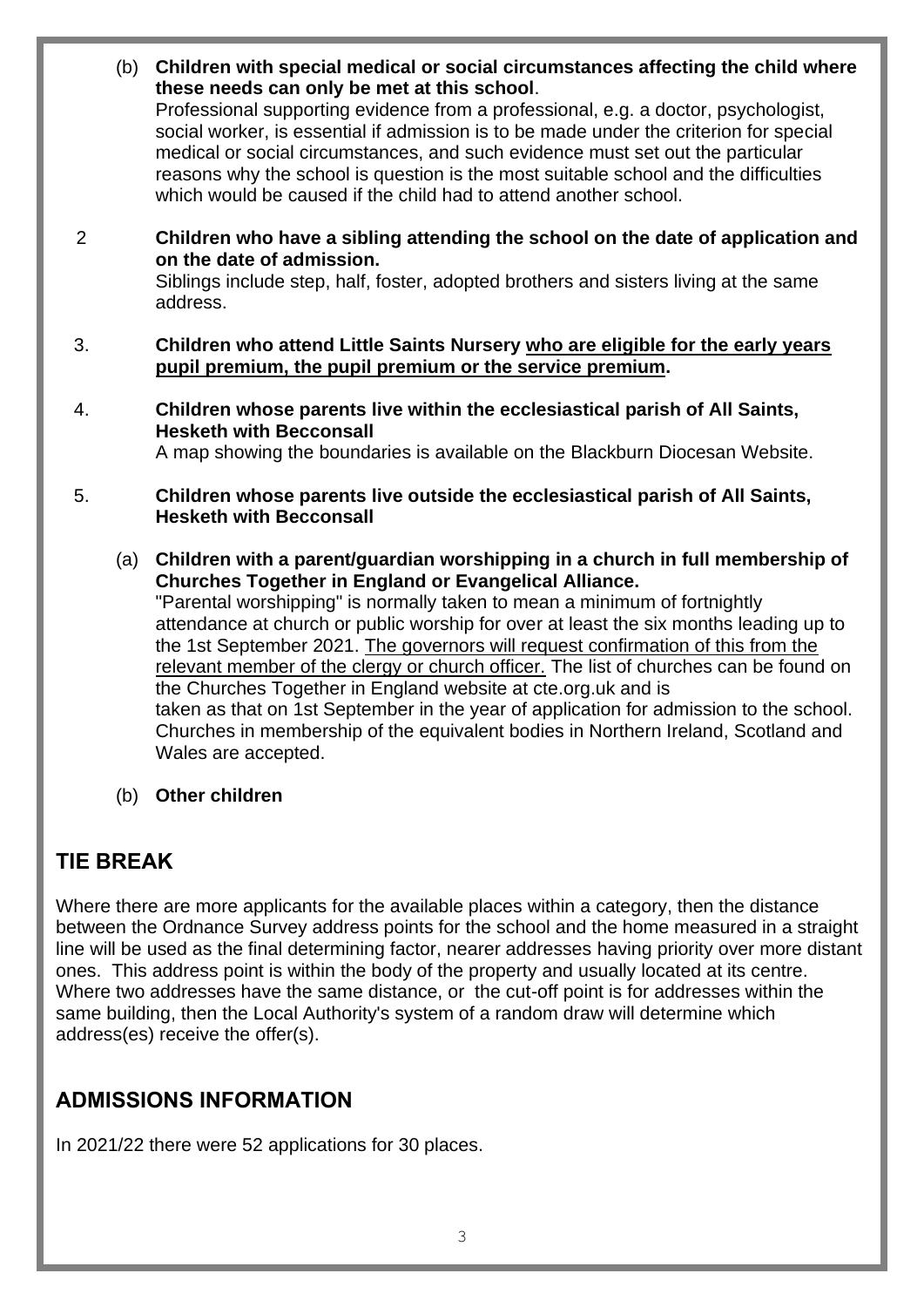(b) **Children with special medical or social circumstances affecting the child where these needs can only be met at this school**.
Professional supporting evidence from a professional, e.g. a doctor, psychologist, social worker, is essential if admission is to be made under the criterion for special medical or social circumstances, and such evidence must set out the particular reasons why the school is question is the most suitable school and the difficulties which would be caused if the child had to attend another school.

2 **Children who have a sibling attending the school on the date of application and on the date of admission.**
Siblings include step, half, foster, adopted brothers and sisters living at the same address.

3. **Children who attend Little Saints Nursery <u>who are eligible for the early years pupil premium, the pupil premium or the service premium</u>.**

4. **Children whose parents live within the ecclesiastical parish of All Saints, Hesketh with Becconsall**
A map showing the boundaries is available on the Blackburn Diocesan Website.

5. **Children whose parents live outside the ecclesiastical parish of All Saints, Hesketh with Becconsall**

(a) **Children with a parent/guardian worshipping in a church in full membership of Churches Together in England or Evangelical Alliance.**
"Parental worshipping" is normally taken to mean a minimum of fortnightly attendance at church or public worship for over at least the six months leading up to the 1st September 2021. <u>The governors will request confirmation of this from the relevant member of the clergy or church officer.</u> The list of churches can be found on the Churches Together in England website at cte.org.uk and is taken as that on 1st September in the year of application for admission to the school. Churches in membership of the equivalent bodies in Northern Ireland, Scotland and Wales are accepted.

(b) **Other children**

## TIE BREAK

Where there are more applicants for the available places within a category, then the distance between the Ordnance Survey address points for the school and the home measured in a straight line will be used as the final determining factor, nearer addresses having priority over more distant ones. This address point is within the body of the property and usually located at its centre. Where two addresses have the same distance, or the cut-off point is for addresses within the same building, then the Local Authority's system of a random draw will determine which address(es) receive the offer(s).

## ADMISSIONS INFORMATION

In 2021/22 there were 52 applications for 30 places.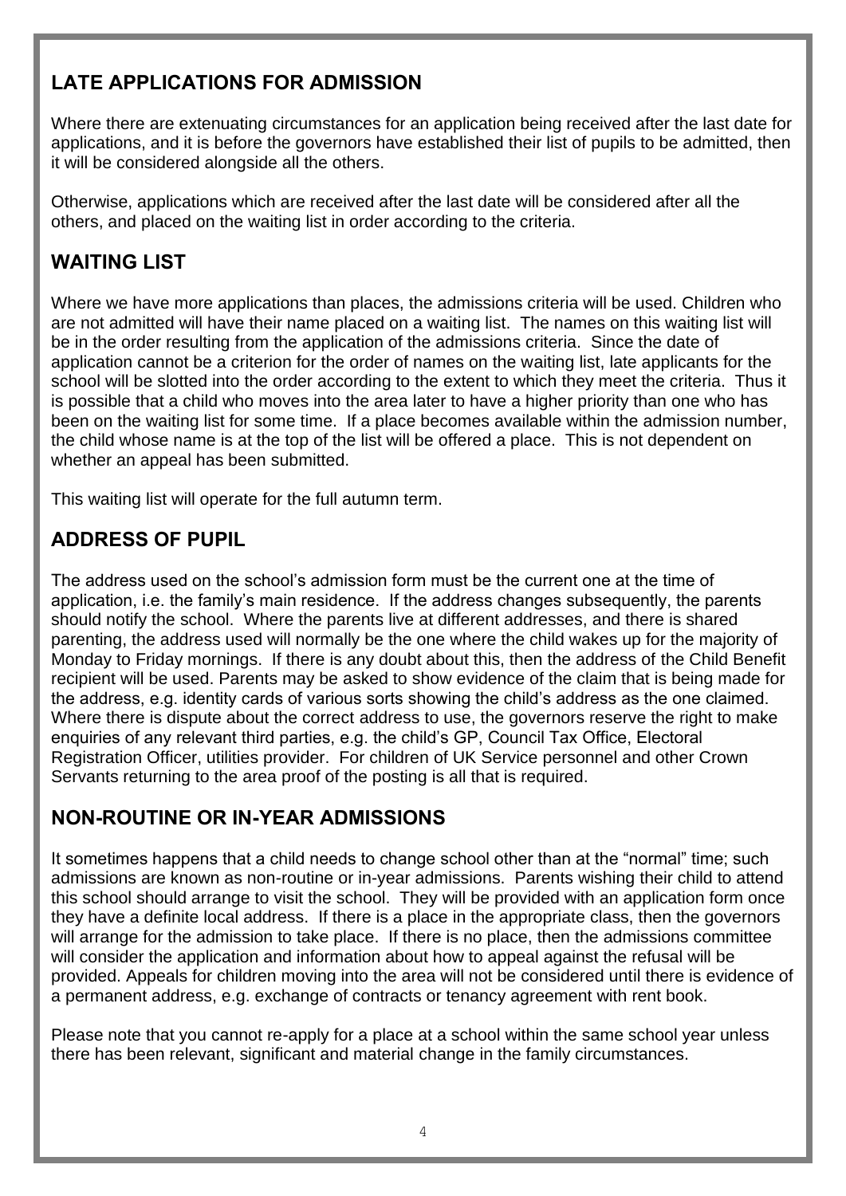## LATE APPLICATIONS FOR ADMISSION

Where there are extenuating circumstances for an application being received after the last date for applications, and it is before the governors have established their list of pupils to be admitted, then it will be considered alongside all the others.

Otherwise, applications which are received after the last date will be considered after all the others, and placed on the waiting list in order according to the criteria.

## WAITING LIST

Where we have more applications than places, the admissions criteria will be used. Children who are not admitted will have their name placed on a waiting list. The names on this waiting list will be in the order resulting from the application of the admissions criteria. Since the date of application cannot be a criterion for the order of names on the waiting list, late applicants for the school will be slotted into the order according to the extent to which they meet the criteria. Thus it is possible that a child who moves into the area later to have a higher priority than one who has been on the waiting list for some time. If a place becomes available within the admission number, the child whose name is at the top of the list will be offered a place. This is not dependent on whether an appeal has been submitted.

This waiting list will operate for the full autumn term.

## ADDRESS OF PUPIL

The address used on the school's admission form must be the current one at the time of application, i.e. the family's main residence. If the address changes subsequently, the parents should notify the school. Where the parents live at different addresses, and there is shared parenting, the address used will normally be the one where the child wakes up for the majority of Monday to Friday mornings. If there is any doubt about this, then the address of the Child Benefit recipient will be used. Parents may be asked to show evidence of the claim that is being made for the address, e.g. identity cards of various sorts showing the child's address as the one claimed. Where there is dispute about the correct address to use, the governors reserve the right to make enquiries of any relevant third parties, e.g. the child's GP, Council Tax Office, Electoral Registration Officer, utilities provider. For children of UK Service personnel and other Crown Servants returning to the area proof of the posting is all that is required.

## NON-ROUTINE OR IN-YEAR ADMISSIONS

It sometimes happens that a child needs to change school other than at the "normal" time; such admissions are known as non-routine or in-year admissions. Parents wishing their child to attend this school should arrange to visit the school. They will be provided with an application form once they have a definite local address. If there is a place in the appropriate class, then the governors will arrange for the admission to take place. If there is no place, then the admissions committee will consider the application and information about how to appeal against the refusal will be provided. Appeals for children moving into the area will not be considered until there is evidence of a permanent address, e.g. exchange of contracts or tenancy agreement with rent book.

Please note that you cannot re-apply for a place at a school within the same school year unless there has been relevant, significant and material change in the family circumstances.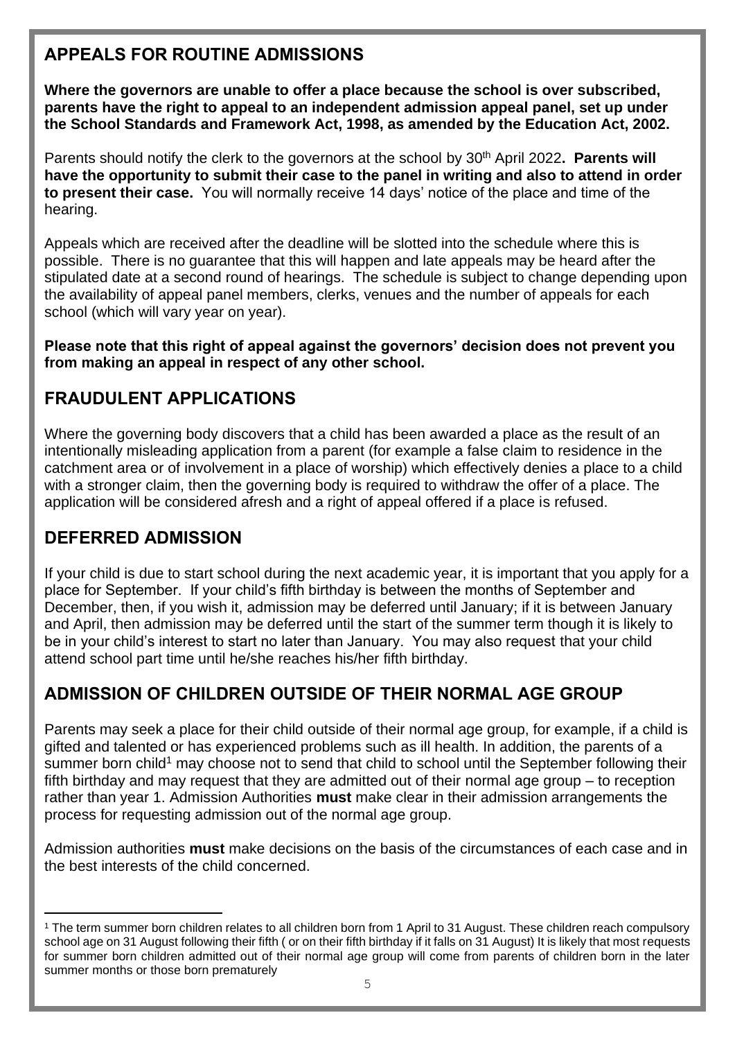## APPEALS FOR ROUTINE ADMISSIONS

**Where the governors are unable to offer a place because the school is over subscribed, parents have the right to appeal to an independent admission appeal panel, set up under the School Standards and Framework Act, 1998, as amended by the Education Act, 2002.**

Parents should notify the clerk to the governors at the school by 30th April 2022**. Parents will have the opportunity to submit their case to the panel in writing and also to attend in order to present their case.** You will normally receive 14 days' notice of the place and time of the hearing.

Appeals which are received after the deadline will be slotted into the schedule where this is possible. There is no guarantee that this will happen and late appeals may be heard after the stipulated date at a second round of hearings. The schedule is subject to change depending upon the availability of appeal panel members, clerks, venues and the number of appeals for each school (which will vary year on year).

**Please note that this right of appeal against the governors' decision does not prevent you from making an appeal in respect of any other school.**

## FRAUDULENT APPLICATIONS

Where the governing body discovers that a child has been awarded a place as the result of an intentionally misleading application from a parent (for example a false claim to residence in the catchment area or of involvement in a place of worship) which effectively denies a place to a child with a stronger claim, then the governing body is required to withdraw the offer of a place. The application will be considered afresh and a right of appeal offered if a place is refused.

## DEFERRED ADMISSION

If your child is due to start school during the next academic year, it is important that you apply for a place for September. If your child's fifth birthday is between the months of September and December, then, if you wish it, admission may be deferred until January; if it is between January and April, then admission may be deferred until the start of the summer term though it is likely to be in your child's interest to start no later than January. You may also request that your child attend school part time until he/she reaches his/her fifth birthday.

## ADMISSION OF CHILDREN OUTSIDE OF THEIR NORMAL AGE GROUP

Parents may seek a place for their child outside of their normal age group, for example, if a child is gifted and talented or has experienced problems such as ill health. In addition, the parents of a summer born child[1] may choose not to send that child to school until the September following their fifth birthday and may request that they are admitted out of their normal age group – to reception rather than year 1. Admission Authorities **must** make clear in their admission arrangements the process for requesting admission out of the normal age group.

Admission authorities **must** make decisions on the basis of the circumstances of each case and in the best interests of the child concerned.

[1] The term summer born children relates to all children born from 1 April to 31 August. These children reach compulsory school age on 31 August following their fifth ( or on their fifth birthday if it falls on 31 August) It is likely that most requests for summer born children admitted out of their normal age group will come from parents of children born in the later summer months or those born prematurely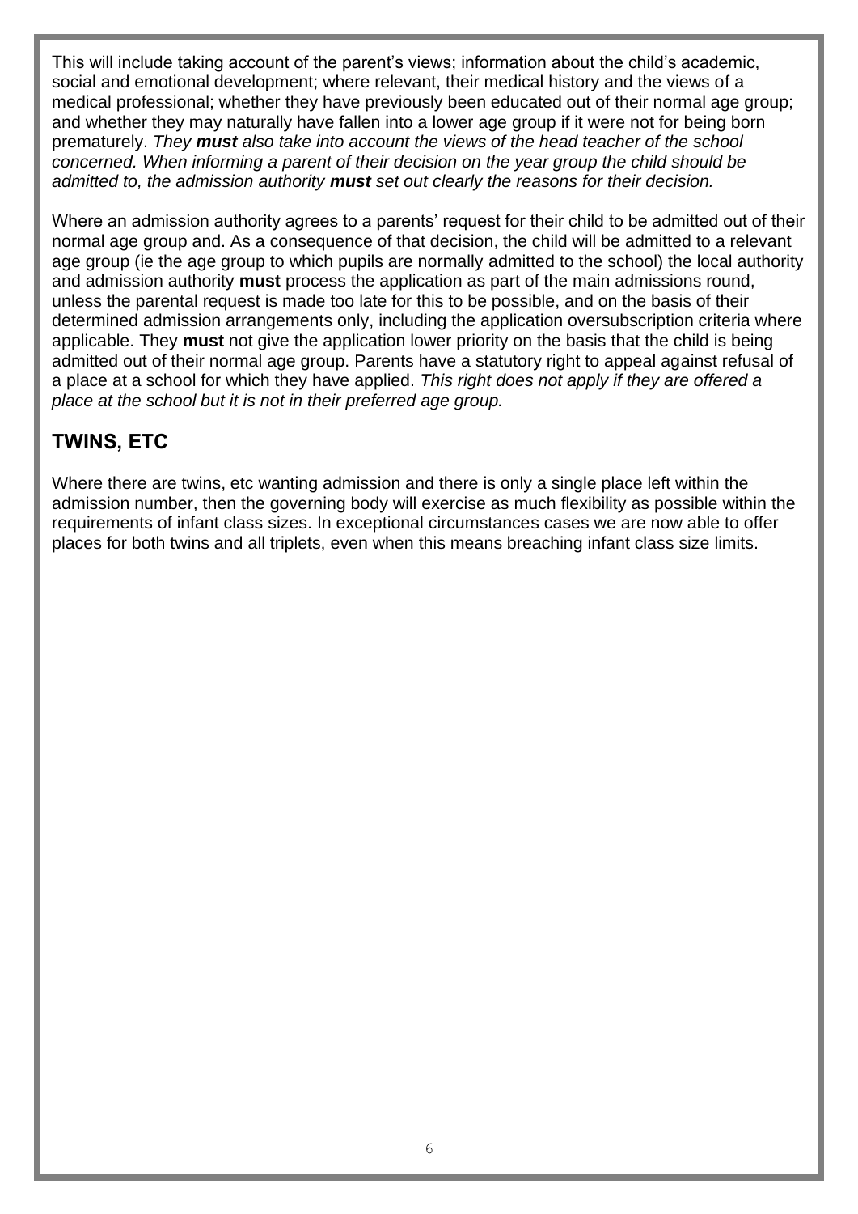This will include taking account of the parent's views; information about the child's academic, social and emotional development; where relevant, their medical history and the views of a medical professional; whether they have previously been educated out of their normal age group; and whether they may naturally have fallen into a lower age group if it were not for being born prematurely. *They **must** also take into account the views of the head teacher of the school concerned. When informing a parent of their decision on the year group the child should be admitted to, the admission authority **must** set out clearly the reasons for their decision.*

Where an admission authority agrees to a parents' request for their child to be admitted out of their normal age group and. As a consequence of that decision, the child will be admitted to a relevant age group (ie the age group to which pupils are normally admitted to the school) the local authority and admission authority **must** process the application as part of the main admissions round, unless the parental request is made too late for this to be possible, and on the basis of their determined admission arrangements only, including the application oversubscription criteria where applicable. They **must** not give the application lower priority on the basis that the child is being admitted out of their normal age group. Parents have a statutory right to appeal against refusal of a place at a school for which they have applied. *This right does not apply if they are offered a place at the school but it is not in their preferred age group.*

## TWINS, ETC

Where there are twins, etc wanting admission and there is only a single place left within the admission number, then the governing body will exercise as much flexibility as possible within the requirements of infant class sizes. In exceptional circumstances cases we are now able to offer places for both twins and all triplets, even when this means breaching infant class size limits.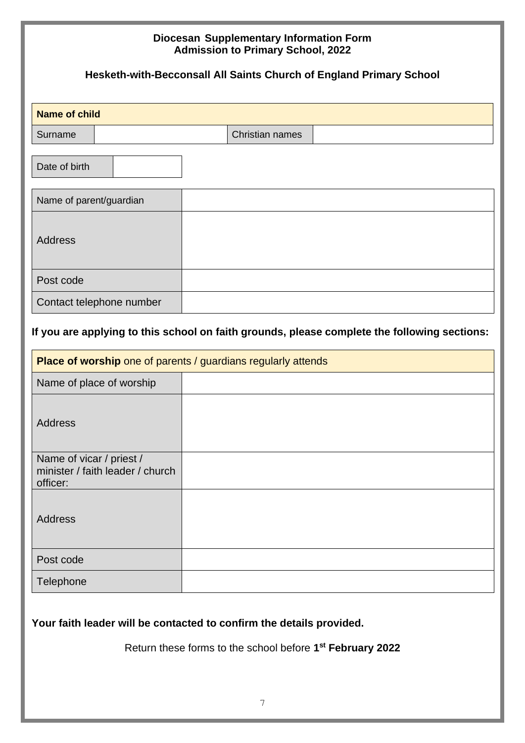**Diocesan Supplementary Information Form**
**Admission to Primary School, 2022**

**Hesketh-with-Becconsall All Saints Church of England Primary School**

| **Name of child** | | | |
|---|---|---|---|
| Surname | | Christian names | |

| | |
|---|---|
| Date of birth | |

| | |
|---|---|
| Name of parent/guardian | |
| Address | |
| Post code | |
| Contact telephone number | |

**If you are applying to this school on faith grounds, please complete the following sections:**

| **Place of worship** one of parents / guardians regularly attends | |
|---|---|
| Name of place of worship | |
| Address | |
| Name of vicar / priest / minister / faith leader / church officer: | |
| Address | |
| Post code | |
| Telephone | |

**Your faith leader will be contacted to confirm the details provided.**

Return these forms to the school before **1st February 2022**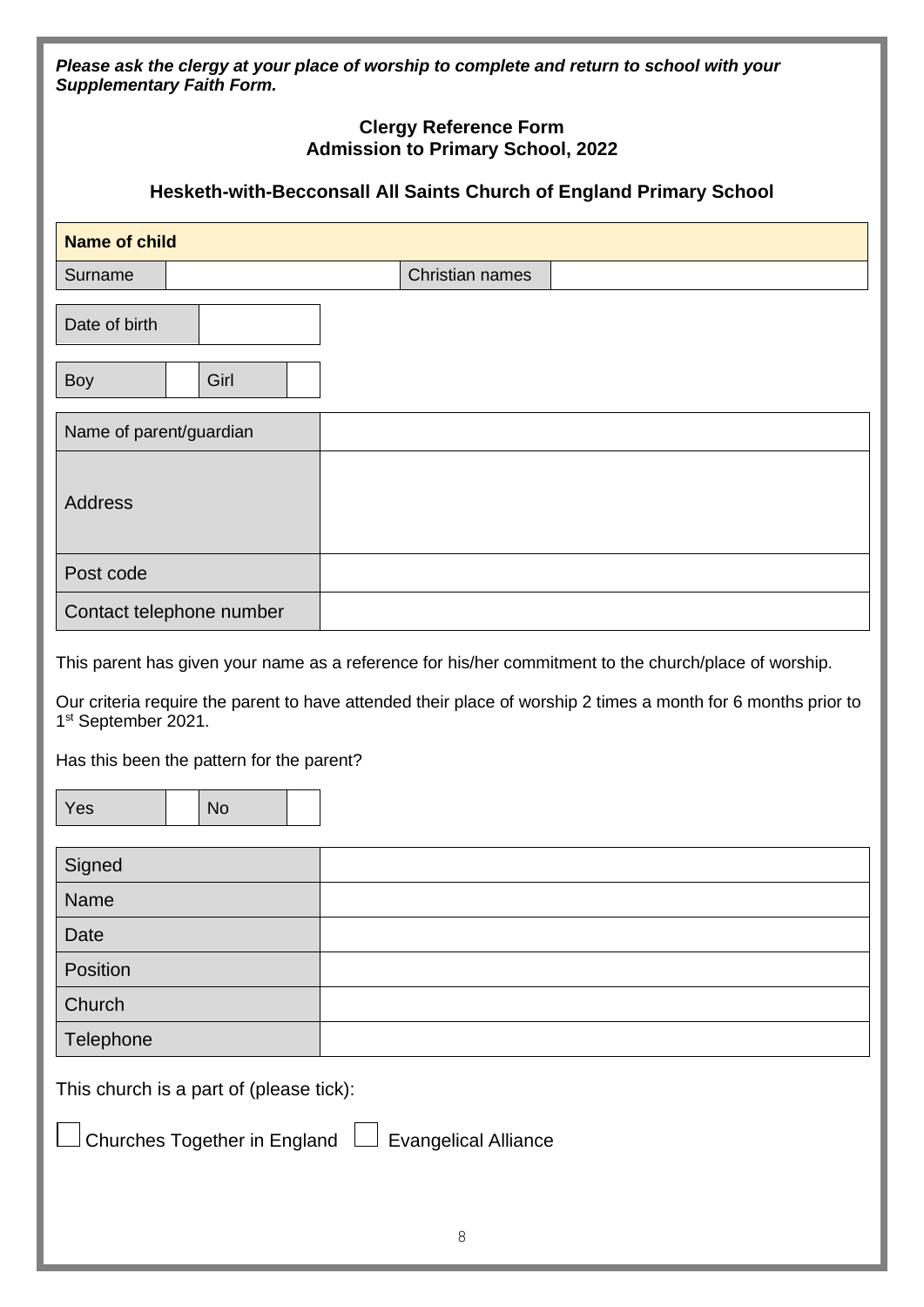***Please ask the clergy at your place of worship to complete and return to school with your Supplementary Faith Form.***

## Clergy Reference Form
## Admission to Primary School, 2022

## Hesketh-with-Becconsall All Saints Church of England Primary School

| **Name of child** | | | |
|---|---|---|---|
| Surname | | Christian names | |

| | |
|---|---|
| Date of birth | |

| | | | |
|---|---|---|---|
| Boy | | Girl | |

| | |
|---|---|
| Name of parent/guardian | |
| Address | |
| Post code | |
| Contact telephone number | |

This parent has given your name as a reference for his/her commitment to the church/place of worship.

Our criteria require the parent to have attended their place of worship 2 times a month for 6 months prior to 1st September 2021.

Has this been the pattern for the parent?

| | | | |
|---|---|---|---|
| Yes | | No | |

| | |
|---|---|
| Signed | |
| Name | |
| Date | |
| Position | |
| Church | |
| Telephone | |

This church is a part of (please tick):

☐ Churches Together in England ☐ Evangelical Alliance